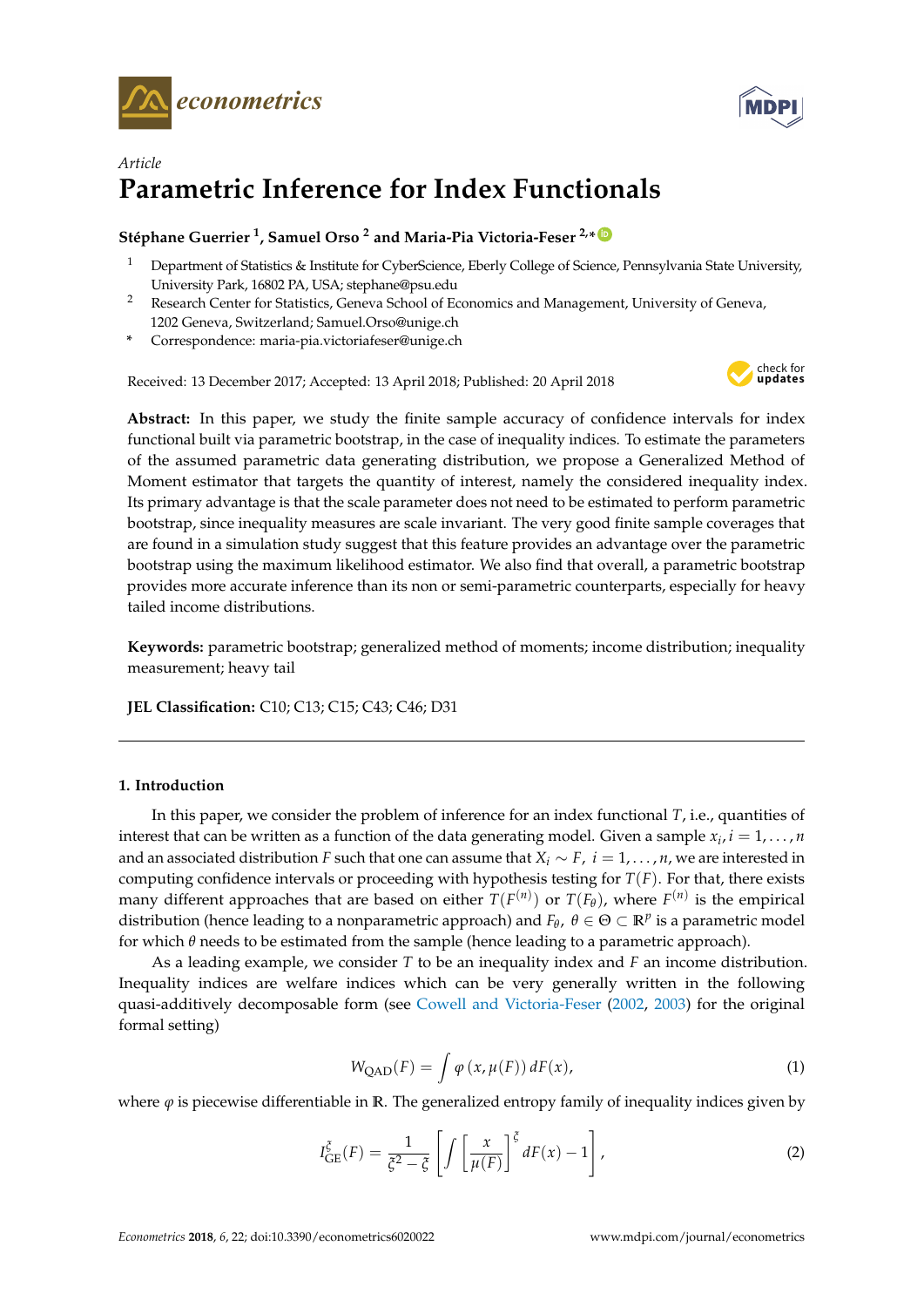*Article*

# Parametric Inference for Index Functionals

**Stéphane Guerrier [1], Samuel Orso [2] and Maria-Pia Victoria-Feser [2,*]**

[1] Department of Statistics & Institute for CyberScience, Eberly College of Science, Pennsylvania State University, University Park, 16802 PA, USA; stephane@psu.edu

[2] Research Center for Statistics, Geneva School of Economics and Management, University of Geneva, 1202 Geneva, Switzerland; Samuel.Orso@unige.ch

[*] Correspondence: maria-pia.victoriafeser@unige.ch

Received: 13 December 2017; Accepted: 13 April 2018; Published: 20 April 2018

**Abstract:** In this paper, we study the finite sample accuracy of confidence intervals for index functional built via parametric bootstrap, in the case of inequality indices. To estimate the parameters of the assumed parametric data generating distribution, we propose a Generalized Method of Moment estimator that targets the quantity of interest, namely the considered inequality index. Its primary advantage is that the scale parameter does not need to be estimated to perform parametric bootstrap, since inequality measures are scale invariant. The very good finite sample coverages that are found in a simulation study suggest that this feature provides an advantage over the parametric bootstrap using the maximum likelihood estimator. We also find that overall, a parametric bootstrap provides more accurate inference than its non or semi-parametric counterparts, especially for heavy tailed income distributions.

**Keywords:** parametric bootstrap; generalized method of moments; income distribution; inequality measurement; heavy tail

**JEL Classification:** C10; C13; C15; C43; C46; D31

## 1. Introduction

In this paper, we consider the problem of inference for an index functional $T$, i.e., quantities of interest that can be written as a function of the data generating model. Given a sample $x_i, i = 1, \ldots, n$ and an associated distribution $F$ such that one can assume that $X_i \sim F$, $i = 1, \ldots, n$, we are interested in computing confidence intervals or proceeding with hypothesis testing for $T(F)$. For that, there exists many different approaches that are based on either $T(F^{(n)})$ or $T(F_\theta)$, where $F^{(n)}$ is the empirical distribution (hence leading to a nonparametric approach) and $F_\theta$, $\theta \in \Theta \subset \mathbb{R}^p$ is a parametric model for which $\theta$ needs to be estimated from the sample (hence leading to a parametric approach).

As a leading example, we consider $T$ to be an inequality index and $F$ an income distribution. Inequality indices are welfare indices which can be very generally written in the following quasi-additively decomposable form (see Cowell and Victoria-Feser (2002, 2003) for the original formal setting)

$$W_{\text{QAD}}(F) = \int \varphi\left(x, \mu(F)\right) dF(x), \tag{1}$$

where $\varphi$ is piecewise differentiable in $\mathbb{R}$. The generalized entropy family of inequality indices given by

$$I^{\xi}_{\text{GE}}(F) = \frac{1}{\xi^2 - \xi}\left[\int \left[\frac{x}{\mu(F)}\right]^{\xi} dF(x) - 1\right], \tag{2}$$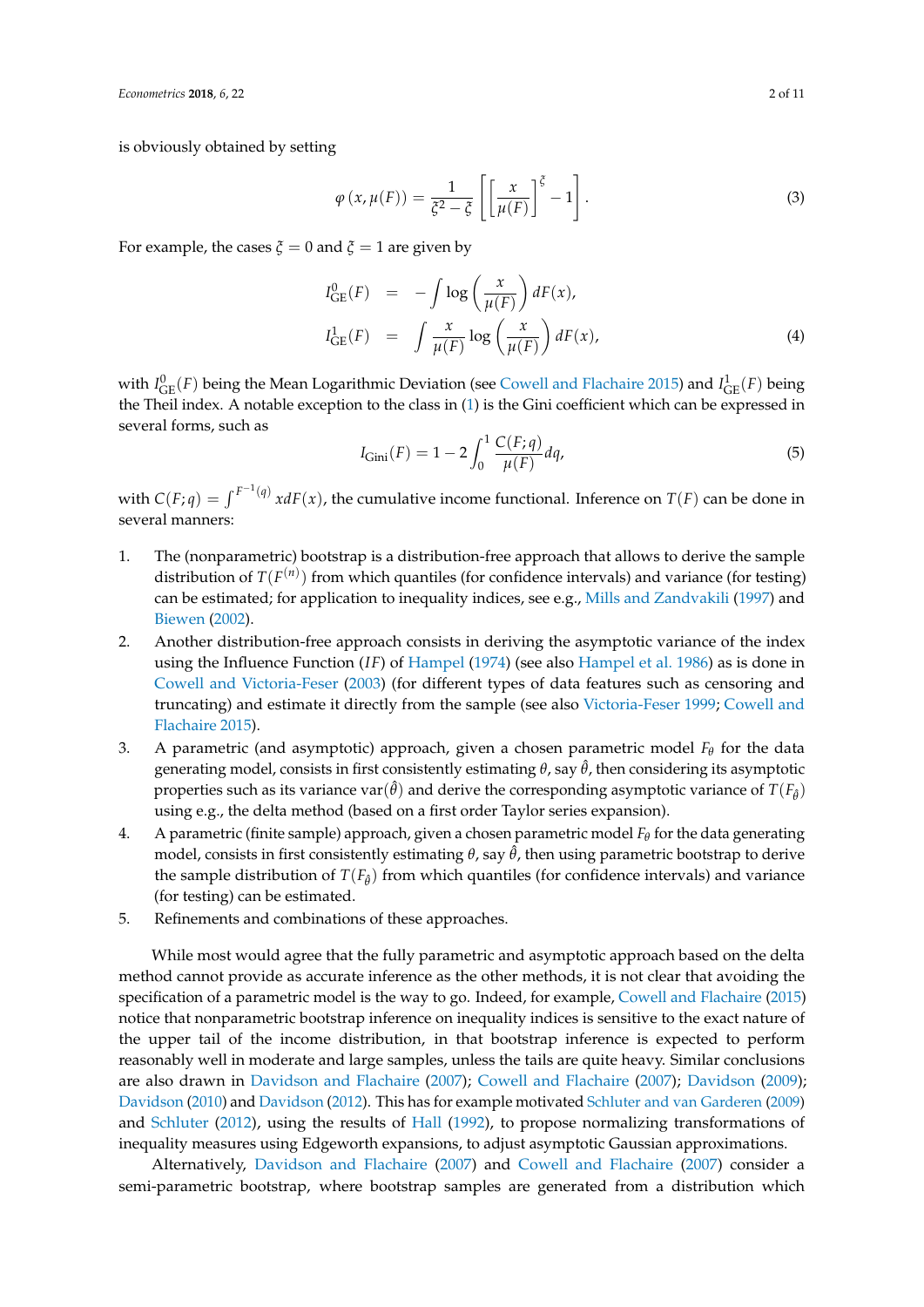is obviously obtained by setting

$$\varphi(x, \mu(F)) = \frac{1}{\xi^2 - \xi}\left[\left[\frac{x}{\mu(F)}\right]^{\xi} - 1\right]. \tag{3}$$

For example, the cases $\xi = 0$ and $\xi = 1$ are given by

$$\begin{aligned} I^0_{\mathrm{GE}}(F) &= -\int \log\left(\frac{x}{\mu(F)}\right) dF(x), \\ I^1_{\mathrm{GE}}(F) &= \int \frac{x}{\mu(F)} \log\left(\frac{x}{\mu(F)}\right) dF(x), \end{aligned} \tag{4}$$

with $I^0_{\mathrm{GE}}(F)$ being the Mean Logarithmic Deviation (see Cowell and Flachaire 2015) and $I^1_{\mathrm{GE}}(F)$ being the Theil index. A notable exception to the class in (1) is the Gini coefficient which can be expressed in several forms, such as

$$I_{\mathrm{Gini}}(F) = 1 - 2\int_0^1 \frac{C(F;q)}{\mu(F)} dq, \tag{5}$$

with $C(F;q) = \int^{F^{-1}(q)} x dF(x)$, the cumulative income functional. Inference on $T(F)$ can be done in several manners:

1. The (nonparametric) bootstrap is a distribution-free approach that allows to derive the sample distribution of $T(F^{(n)})$ from which quantiles (for confidence intervals) and variance (for testing) can be estimated; for application to inequality indices, see e.g., Mills and Zandvakili (1997) and Biewen (2002).
2. Another distribution-free approach consists in deriving the asymptotic variance of the index using the Influence Function ($IF$) of Hampel (1974) (see also Hampel et al. 1986) as is done in Cowell and Victoria-Feser (2003) (for different types of data features such as censoring and truncating) and estimate it directly from the sample (see also Victoria-Feser 1999; Cowell and Flachaire 2015).
3. A parametric (and asymptotic) approach, given a chosen parametric model $F_\theta$ for the data generating model, consists in first consistently estimating $\theta$, say $\hat{\theta}$, then considering its asymptotic properties such as its variance $\mathrm{var}(\hat{\theta})$ and derive the corresponding asymptotic variance of $T(F_{\hat{\theta}})$ using e.g., the delta method (based on a first order Taylor series expansion).
4. A parametric (finite sample) approach, given a chosen parametric model $F_\theta$ for the data generating model, consists in first consistently estimating $\theta$, say $\hat{\theta}$, then using parametric bootstrap to derive the sample distribution of $T(F_{\hat{\theta}})$ from which quantiles (for confidence intervals) and variance (for testing) can be estimated.
5. Refinements and combinations of these approaches.

While most would agree that the fully parametric and asymptotic approach based on the delta method cannot provide as accurate inference as the other methods, it is not clear that avoiding the specification of a parametric model is the way to go. Indeed, for example, Cowell and Flachaire (2015) notice that nonparametric bootstrap inference on inequality indices is sensitive to the exact nature of the upper tail of the income distribution, in that bootstrap inference is expected to perform reasonably well in moderate and large samples, unless the tails are quite heavy. Similar conclusions are also drawn in Davidson and Flachaire (2007); Cowell and Flachaire (2007); Davidson (2009); Davidson (2010) and Davidson (2012). This has for example motivated Schluter and van Garderen (2009) and Schluter (2012), using the results of Hall (1992), to propose normalizing transformations of inequality measures using Edgeworth expansions, to adjust asymptotic Gaussian approximations.

Alternatively, Davidson and Flachaire (2007) and Cowell and Flachaire (2007) consider a semi-parametric bootstrap, where bootstrap samples are generated from a distribution which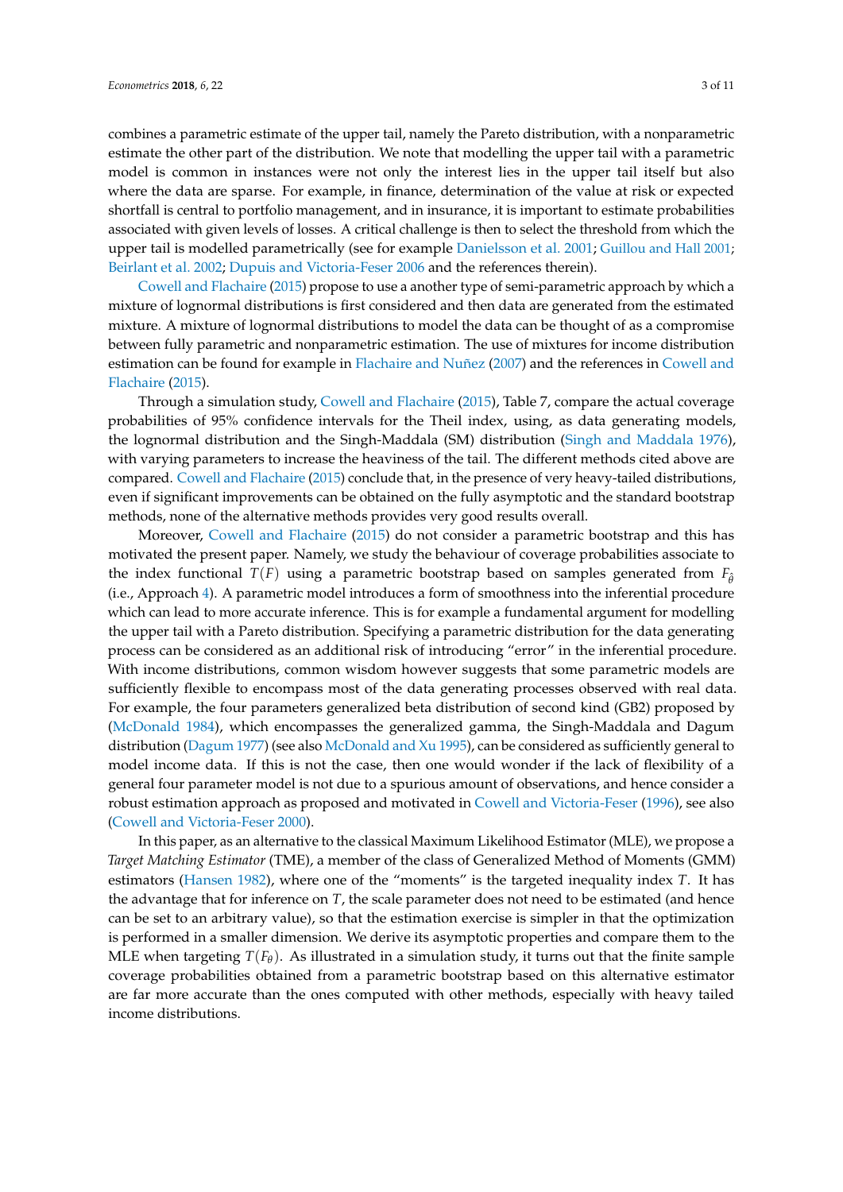combines a parametric estimate of the upper tail, namely the Pareto distribution, with a nonparametric estimate the other part of the distribution. We note that modelling the upper tail with a parametric model is common in instances were not only the interest lies in the upper tail itself but also where the data are sparse. For example, in finance, determination of the value at risk or expected shortfall is central to portfolio management, and in insurance, it is important to estimate probabilities associated with given levels of losses. A critical challenge is then to select the threshold from which the upper tail is modelled parametrically (see for example Danielsson et al. 2001; Guillou and Hall 2001; Beirlant et al. 2002; Dupuis and Victoria-Feser 2006 and the references therein).

Cowell and Flachaire (2015) propose to use a another type of semi-parametric approach by which a mixture of lognormal distributions is first considered and then data are generated from the estimated mixture. A mixture of lognormal distributions to model the data can be thought of as a compromise between fully parametric and nonparametric estimation. The use of mixtures for income distribution estimation can be found for example in Flachaire and Nuñez (2007) and the references in Cowell and Flachaire (2015).

Through a simulation study, Cowell and Flachaire (2015), Table 7, compare the actual coverage probabilities of 95% confidence intervals for the Theil index, using, as data generating models, the lognormal distribution and the Singh-Maddala (SM) distribution (Singh and Maddala 1976), with varying parameters to increase the heaviness of the tail. The different methods cited above are compared. Cowell and Flachaire (2015) conclude that, in the presence of very heavy-tailed distributions, even if significant improvements can be obtained on the fully asymptotic and the standard bootstrap methods, none of the alternative methods provides very good results overall.

Moreover, Cowell and Flachaire (2015) do not consider a parametric bootstrap and this has motivated the present paper. Namely, we study the behaviour of coverage probabilities associate to the index functional $T(F)$ using a parametric bootstrap based on samples generated from $F_{\hat{\theta}}$ (i.e., Approach 4). A parametric model introduces a form of smoothness into the inferential procedure which can lead to more accurate inference. This is for example a fundamental argument for modelling the upper tail with a Pareto distribution. Specifying a parametric distribution for the data generating process can be considered as an additional risk of introducing "error" in the inferential procedure. With income distributions, common wisdom however suggests that some parametric models are sufficiently flexible to encompass most of the data generating processes observed with real data. For example, the four parameters generalized beta distribution of second kind (GB2) proposed by (McDonald 1984), which encompasses the generalized gamma, the Singh-Maddala and Dagum distribution (Dagum 1977) (see also McDonald and Xu 1995), can be considered as sufficiently general to model income data. If this is not the case, then one would wonder if the lack of flexibility of a general four parameter model is not due to a spurious amount of observations, and hence consider a robust estimation approach as proposed and motivated in Cowell and Victoria-Feser (1996), see also (Cowell and Victoria-Feser 2000).

In this paper, as an alternative to the classical Maximum Likelihood Estimator (MLE), we propose a *Target Matching Estimator* (TME), a member of the class of Generalized Method of Moments (GMM) estimators (Hansen 1982), where one of the "moments" is the targeted inequality index $T$. It has the advantage that for inference on $T$, the scale parameter does not need to be estimated (and hence can be set to an arbitrary value), so that the estimation exercise is simpler in that the optimization is performed in a smaller dimension. We derive its asymptotic properties and compare them to the MLE when targeting $T(F_{\theta})$. As illustrated in a simulation study, it turns out that the finite sample coverage probabilities obtained from a parametric bootstrap based on this alternative estimator are far more accurate than the ones computed with other methods, especially with heavy tailed income distributions.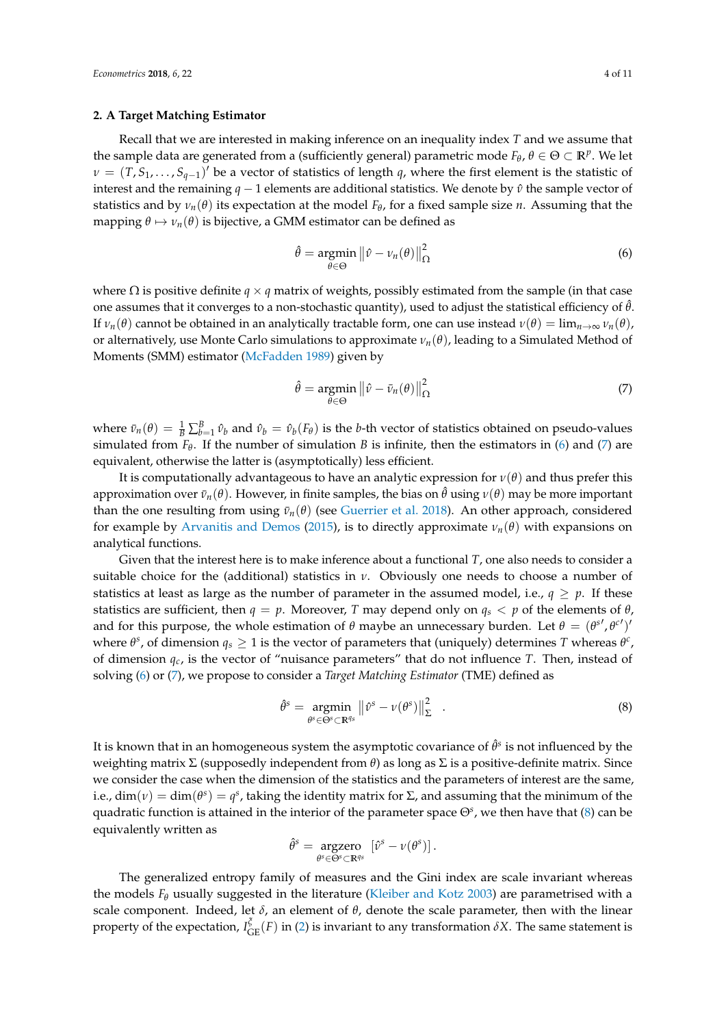## 2. A Target Matching Estimator

Recall that we are interested in making inference on an inequality index $T$ and we assume that the sample data are generated from a (sufficiently general) parametric mode $F_\theta$, $\theta \in \Theta \subset \mathbb{R}^p$. We let $\nu = (T, S_1, \ldots, S_{q-1})'$ be a vector of statistics of length $q$, where the first element is the statistic of interest and the remaining $q-1$ elements are additional statistics. We denote by $\hat{\nu}$ the sample vector of statistics and by $\nu_n(\theta)$ its expectation at the model $F_\theta$, for a fixed sample size $n$. Assuming that the mapping $\theta \mapsto \nu_n(\theta)$ is bijective, a GMM estimator can be defined as

$$\hat{\theta} = \underset{\theta \in \Theta}{\operatorname{argmin}} \left\| \hat{\nu} - \nu_n(\theta) \right\|_\Omega^2 \tag{6}$$

where $\Omega$ is positive definite $q \times q$ matrix of weights, possibly estimated from the sample (in that case one assumes that it converges to a non-stochastic quantity), used to adjust the statistical efficiency of $\hat{\theta}$. If $\nu_n(\theta)$ cannot be obtained in an analytically tractable form, one can use instead $\nu(\theta) = \lim_{n\to\infty} \nu_n(\theta)$, or alternatively, use Monte Carlo simulations to approximate $\nu_n(\theta)$, leading to a Simulated Method of Moments (SMM) estimator (McFadden 1989) given by

$$\hat{\theta} = \underset{\theta \in \Theta}{\operatorname{argmin}} \left\| \hat{\nu} - \bar{\nu}_n(\theta) \right\|_\Omega^2 \tag{7}$$

where $\bar{\nu}_n(\theta) = \frac{1}{B} \sum_{b=1}^{B} \hat{\nu}_b$ and $\hat{\nu}_b = \hat{\nu}_b(F_\theta)$ is the $b$-th vector of statistics obtained on pseudo-values simulated from $F_\theta$. If the number of simulation $B$ is infinite, then the estimators in (6) and (7) are equivalent, otherwise the latter is (asymptotically) less efficient.

It is computationally advantageous to have an analytic expression for $\nu(\theta)$ and thus prefer this approximation over $\bar{\nu}_n(\theta)$. However, in finite samples, the bias on $\hat{\theta}$ using $\nu(\theta)$ may be more important than the one resulting from using $\bar{\nu}_n(\theta)$ (see Guerrier et al. 2018). An other approach, considered for example by Arvanitis and Demos (2015), is to directly approximate $\nu_n(\theta)$ with expansions on analytical functions.

Given that the interest here is to make inference about a functional $T$, one also needs to consider a suitable choice for the (additional) statistics in $\nu$. Obviously one needs to choose a number of statistics at least as large as the number of parameter in the assumed model, i.e., $q \geq p$. If these statistics are sufficient, then $q = p$. Moreover, $T$ may depend only on $q_s < p$ of the elements of $\theta$, and for this purpose, the whole estimation of $\theta$ maybe an unnecessary burden. Let $\theta = (\theta^{s\prime}, \theta^{c\prime})'$ where $\theta^s$, of dimension $q_s \geq 1$ is the vector of parameters that (uniquely) determines $T$ whereas $\theta^c$, of dimension $q_c$, is the vector of "nuisance parameters" that do not influence $T$. Then, instead of solving (6) or (7), we propose to consider a *Target Matching Estimator* (TME) defined as

$$\hat{\theta}^s = \underset{\theta^s \in \Theta^s \subset \mathbb{R}^{q_s}}{\operatorname{argmin}} \left\| \hat{\nu}^s - \nu(\theta^s) \right\|_\Sigma^2 \quad . \tag{8}$$

It is known that in an homogeneous system the asymptotic covariance of $\hat{\theta}^s$ is not influenced by the weighting matrix $\Sigma$ (supposedly independent from $\theta$) as long as $\Sigma$ is a positive-definite matrix. Since we consider the case when the dimension of the statistics and the parameters of interest are the same, i.e., $\dim(\nu) = \dim(\theta^s) = q^s$, taking the identity matrix for $\Sigma$, and assuming that the minimum of the quadratic function is attained in the interior of the parameter space $\Theta^s$, we then have that (8) can be equivalently written as

$$\hat{\theta}^s = \underset{\theta^s \in \Theta^s \subset \mathbb{R}^{q_s}}{\operatorname{argzero}} \left[ \hat{\nu}^s - \nu(\theta^s) \right].$$

The generalized entropy family of measures and the Gini index are scale invariant whereas the models $F_\theta$ usually suggested in the literature (Kleiber and Kotz 2003) are parametrised with a scale component. Indeed, let $\delta$, an element of $\theta$, denote the scale parameter, then with the linear property of the expectation, $I_{\mathrm{GE}}^{\xi}(F)$ in (2) is invariant to any transformation $\delta X$. The same statement is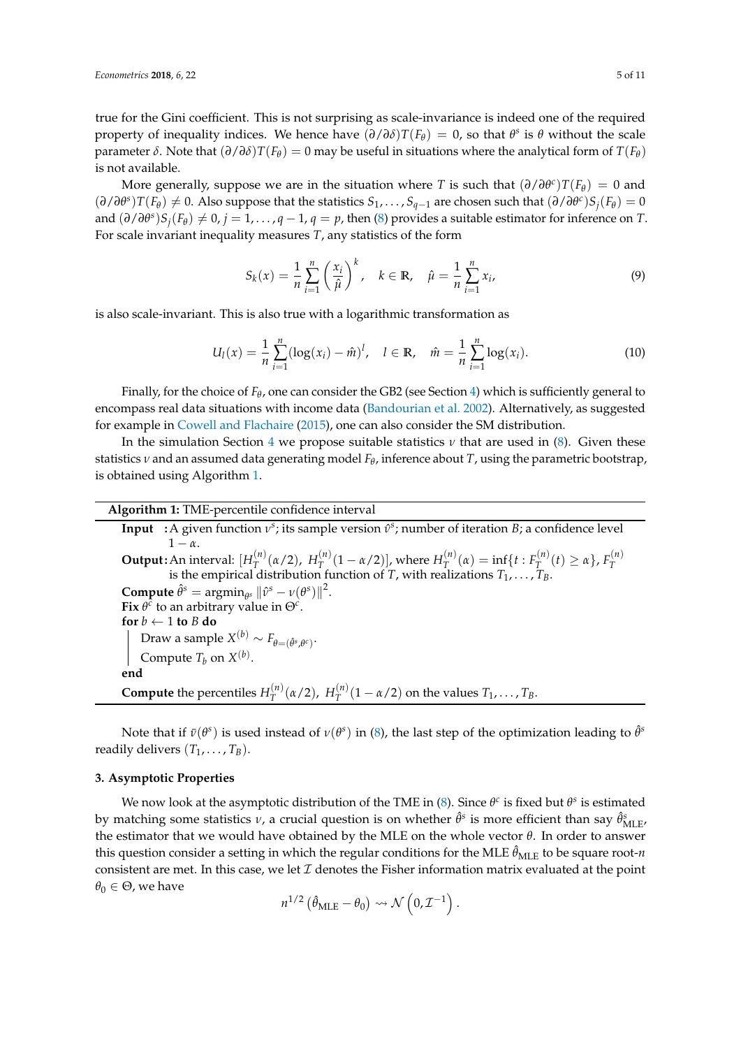true for the Gini coefficient. This is not surprising as scale-invariance is indeed one of the required property of inequality indices. We hence have $(\partial/\partial\delta)T(F_\theta) = 0$, so that $\theta^s$ is $\theta$ without the scale parameter $\delta$. Note that $(\partial/\partial\delta)T(F_\theta) = 0$ may be useful in situations where the analytical form of $T(F_\theta)$ is not available.

More generally, suppose we are in the situation where $T$ is such that $(\partial/\partial\theta^c)T(F_\theta) = 0$ and $(\partial/\partial\theta^s)T(F_\theta) \neq 0$. Also suppose that the statistics $S_1, \ldots, S_{q-1}$ are chosen such that $(\partial/\partial\theta^c)S_j(F_\theta) = 0$ and $(\partial/\partial\theta^s)S_j(F_\theta) \neq 0$, $j = 1, \ldots, q-1$, $q = p$, then (8) provides a suitable estimator for inference on $T$. For scale invariant inequality measures $T$, any statistics of the form

$$S_k(x) = \frac{1}{n}\sum_{i=1}^{n}\left(\frac{x_i}{\hat{\mu}}\right)^k, \quad k \in \mathbb{R}, \quad \hat{\mu} = \frac{1}{n}\sum_{i=1}^{n} x_i, \tag{9}$$

is also scale-invariant. This is also true with a logarithmic transformation as

$$U_l(x) = \frac{1}{n}\sum_{i=1}^{n}(\log(x_i) - \hat{m})^l, \quad l \in \mathbb{R}, \quad \hat{m} = \frac{1}{n}\sum_{i=1}^{n}\log(x_i). \tag{10}$$

Finally, for the choice of $F_\theta$, one can consider the GB2 (see Section 4) which is sufficiently general to encompass real data situations with income data (Bandourian et al. 2002). Alternatively, as suggested for example in Cowell and Flachaire (2015), one can also consider the SM distribution.

In the simulation Section 4 we propose suitable statistics $\nu$ that are used in (8). Given these statistics $\nu$ and an assumed data generating model $F_\theta$, inference about $T$, using the parametric bootstrap, is obtained using Algorithm 1.

---

**Algorithm 1:** TME-percentile confidence interval

**Input** : A given function $\nu^s$; its sample version $\hat{\nu}^s$; number of iteration $B$; a confidence level $1-\alpha$.

**Output**: An interval: $[H_T^{(n)}(\alpha/2),\ H_T^{(n)}(1-\alpha/2)]$, where $H_T^{(n)}(\alpha) = \inf\{t : F_T^{(n)}(t) \geq \alpha\}$, $F_T^{(n)}$ is the empirical distribution function of $T$, with realizations $T_1, \ldots, T_B$.

**Compute** $\hat{\theta}^s = \operatorname{argmin}_{\theta^s} \|\hat{\nu}^s - \nu(\theta^s)\|^2$.

**Fix** $\theta^c$ to an arbitrary value in $\Theta^c$.

**for** $b \leftarrow 1$ **to** $B$ **do**

  Draw a sample $X^{(b)} \sim F_{\theta=(\hat{\theta}^s, \theta^c)}$.

  Compute $T_b$ on $X^{(b)}$.

**end**

**Compute** the percentiles $H_T^{(n)}(\alpha/2),\ H_T^{(n)}(1-\alpha/2)$ on the values $T_1, \ldots, T_B$.

---

Note that if $\bar{\nu}(\theta^s)$ is used instead of $\nu(\theta^s)$ in (8), the last step of the optimization leading to $\hat{\theta}^s$ readily delivers $(T_1, \ldots, T_B)$.

### 3. Asymptotic Properties

We now look at the asymptotic distribution of the TME in (8). Since $\theta^c$ is fixed but $\theta^s$ is estimated by matching some statistics $\nu$, a crucial question is on whether $\hat{\theta}^s$ is more efficient than say $\hat{\theta}^s_{\text{MLE}}$, the estimator that we would have obtained by the MLE on the whole vector $\theta$. In order to answer this question consider a setting in which the regular conditions for the MLE $\hat{\theta}_{\text{MLE}}$ to be square root-$n$ consistent are met. In this case, we let $\mathcal{I}$ denotes the Fisher information matrix evaluated at the point $\theta_0 \in \Theta$, we have

$$n^{1/2}\left(\hat{\theta}_{\text{MLE}} - \theta_0\right) \rightsquigarrow \mathcal{N}\left(0, \mathcal{I}^{-1}\right).$$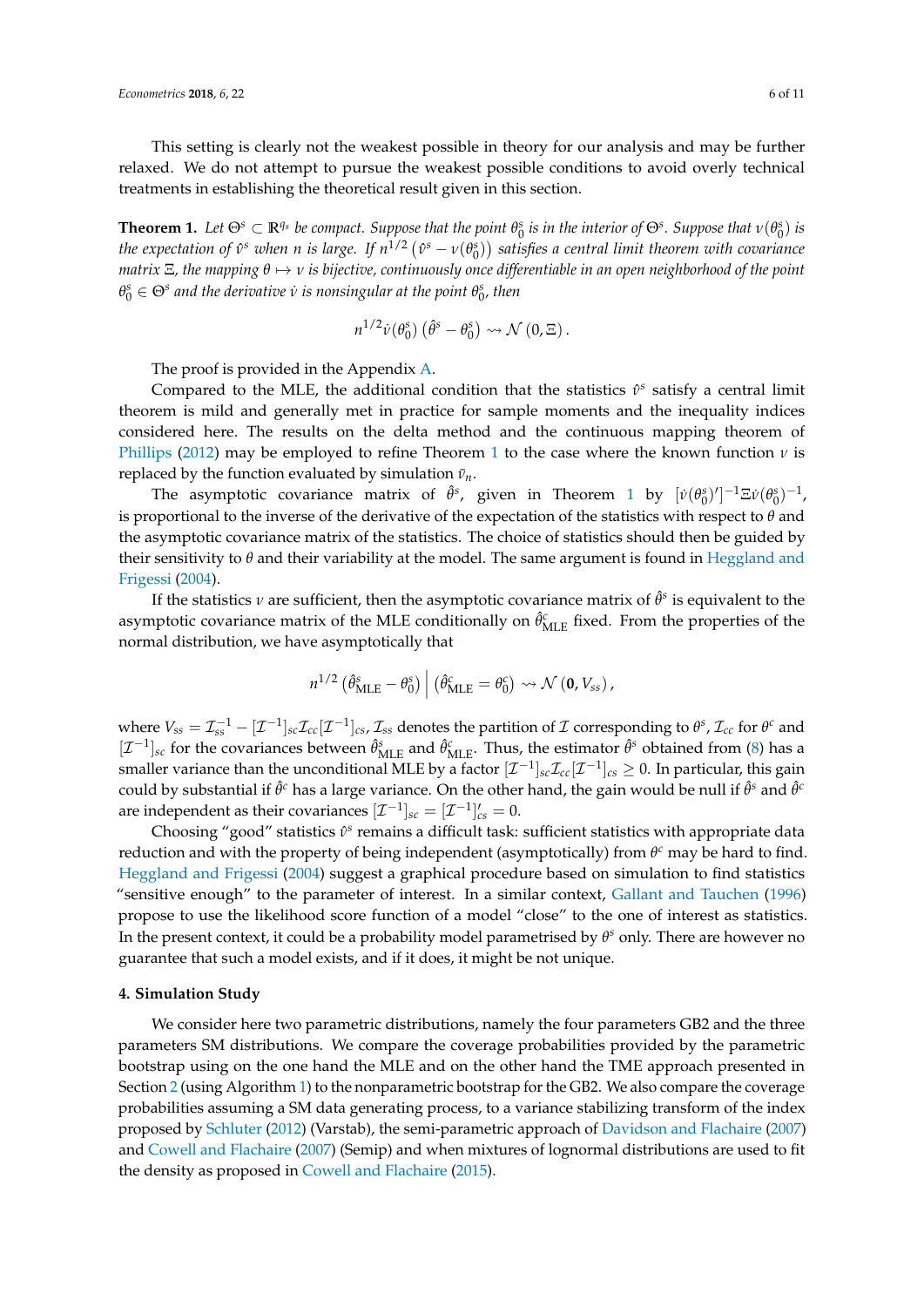This setting is clearly not the weakest possible in theory for our analysis and may be further relaxed. We do not attempt to pursue the weakest possible conditions to avoid overly technical treatments in establishing the theoretical result given in this section.

**Theorem 1.** *Let $\Theta^s \subset \mathbb{R}^{q_s}$ be compact. Suppose that the point $\theta_0^s$ is in the interior of $\Theta^s$. Suppose that $\nu(\theta_0^s)$ is the expectation of $\hat{\nu}^s$ when $n$ is large. If $n^{1/2}\left(\hat{\nu}^s - \nu(\theta_0^s)\right)$ satisfies a central limit theorem with covariance matrix $\Xi$, the mapping $\theta \mapsto \nu$ is bijective, continuously once differentiable in an open neighborhood of the point $\theta_0^s \in \Theta^s$ and the derivative $\dot{\nu}$ is nonsingular at the point $\theta_0^s$, then*

$$n^{1/2}\dot{\nu}(\theta_0^s)\left(\hat{\theta}^s - \theta_0^s\right) \rightsquigarrow \mathcal{N}\left(0, \Xi\right).$$

The proof is provided in the Appendix A.

Compared to the MLE, the additional condition that the statistics $\hat{\nu}^s$ satisfy a central limit theorem is mild and generally met in practice for sample moments and the inequality indices considered here. The results on the delta method and the continuous mapping theorem of Phillips (2012) may be employed to refine Theorem 1 to the case where the known function $\nu$ is replaced by the function evaluated by simulation $\bar{\nu}_n$.

The asymptotic covariance matrix of $\hat{\theta}^s$, given in Theorem 1 by $[\dot{\nu}(\theta_0^s)']^{-1}\Xi\dot{\nu}(\theta_0^s)^{-1}$, is proportional to the inverse of the derivative of the expectation of the statistics with respect to $\theta$ and the asymptotic covariance matrix of the statistics. The choice of statistics should then be guided by their sensitivity to $\theta$ and their variability at the model. The same argument is found in Heggland and Frigessi (2004).

If the statistics $\nu$ are sufficient, then the asymptotic covariance matrix of $\hat{\theta}^s$ is equivalent to the asymptotic covariance matrix of the MLE conditionally on $\hat{\theta}^c_{\text{MLE}}$ fixed. From the properties of the normal distribution, we have asymptotically that

$$n^{1/2}\left(\hat{\theta}^s_{\text{MLE}} - \theta_0^s\right) \Big| \left(\hat{\theta}^c_{\text{MLE}} = \theta_0^c\right) \rightsquigarrow \mathcal{N}\left(\mathbf{0}, V_{ss}\right),$$

where $V_{ss} = \mathcal{I}_{ss}^{-1} - [\mathcal{I}^{-1}]_{sc}\mathcal{I}_{cc}[\mathcal{I}^{-1}]_{cs}$, $\mathcal{I}_{ss}$ denotes the partition of $\mathcal{I}$ corresponding to $\theta^s$, $\mathcal{I}_{cc}$ for $\theta^c$ and $[\mathcal{I}^{-1}]_{sc}$ for the covariances between $\hat{\theta}^s_{\text{MLE}}$ and $\hat{\theta}^c_{\text{MLE}}$. Thus, the estimator $\hat{\theta}^s$ obtained from (8) has a smaller variance than the unconditional MLE by a factor $[\mathcal{I}^{-1}]_{sc}\mathcal{I}_{cc}[\mathcal{I}^{-1}]_{cs} \geq 0$. In particular, this gain could by substantial if $\hat{\theta}^c$ has a large variance. On the other hand, the gain would be null if $\hat{\theta}^s$ and $\hat{\theta}^c$ are independent as their covariances $[\mathcal{I}^{-1}]_{sc} = [\mathcal{I}^{-1}]'_{cs} = 0$.

Choosing "good" statistics $\hat{\nu}^s$ remains a difficult task: sufficient statistics with appropriate data reduction and with the property of being independent (asymptotically) from $\theta^c$ may be hard to find. Heggland and Frigessi (2004) suggest a graphical procedure based on simulation to find statistics "sensitive enough" to the parameter of interest. In a similar context, Gallant and Tauchen (1996) propose to use the likelihood score function of a model "close" to the one of interest as statistics. In the present context, it could be a probability model parametrised by $\theta^s$ only. There are however no guarantee that such a model exists, and if it does, it might be not unique.

#### 4. Simulation Study

We consider here two parametric distributions, namely the four parameters GB2 and the three parameters SM distributions. We compare the coverage probabilities provided by the parametric bootstrap using on the one hand the MLE and on the other hand the TME approach presented in Section 2 (using Algorithm 1) to the nonparametric bootstrap for the GB2. We also compare the coverage probabilities assuming a SM data generating process, to a variance stabilizing transform of the index proposed by Schluter (2012) (Varstab), the semi-parametric approach of Davidson and Flachaire (2007) and Cowell and Flachaire (2007) (Semip) and when mixtures of lognormal distributions are used to fit the density as proposed in Cowell and Flachaire (2015).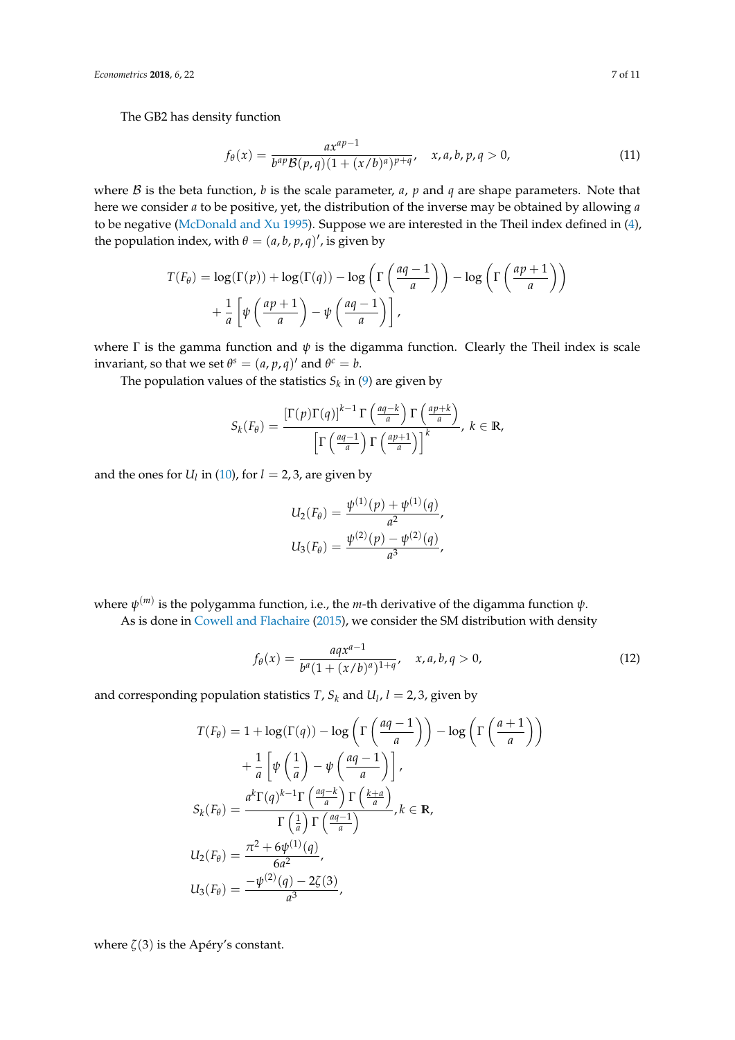The GB2 has density function

$$f_\theta(x) = \frac{a x^{ap-1}}{b^{ap}\mathcal{B}(p,q)(1+(x/b)^a)^{p+q}}, \quad x, a, b, p, q > 0, \tag{11}$$

where $\mathcal{B}$ is the beta function, $b$ is the scale parameter, $a$, $p$ and $q$ are shape parameters. Note that here we consider $a$ to be positive, yet, the distribution of the inverse may be obtained by allowing $a$ to be negative (McDonald and Xu 1995). Suppose we are interested in the Theil index defined in (4), the population index, with $\theta = (a, b, p, q)'$, is given by

$$T(F_\theta) = \log(\Gamma(p)) + \log(\Gamma(q)) - \log\left(\Gamma\left(\frac{aq-1}{a}\right)\right) - \log\left(\Gamma\left(\frac{ap+1}{a}\right)\right) + \frac{1}{a}\left[\psi\left(\frac{ap+1}{a}\right) - \psi\left(\frac{aq-1}{a}\right)\right],$$

where $\Gamma$ is the gamma function and $\psi$ is the digamma function. Clearly the Theil index is scale invariant, so that we set $\theta^s = (a, p, q)'$ and $\theta^c = b$.

The population values of the statistics $S_k$ in (9) are given by

$$S_k(F_\theta) = \frac{[\Gamma(p)\Gamma(q)]^{k-1}\,\Gamma\left(\frac{aq-k}{a}\right)\Gamma\left(\frac{ap+k}{a}\right)}{\left[\Gamma\left(\frac{aq-1}{a}\right)\Gamma\left(\frac{ap+1}{a}\right)\right]^k}, \; k \in \mathbb{R},$$

and the ones for $U_l$ in (10), for $l = 2, 3$, are given by

$$U_2(F_\theta) = \frac{\psi^{(1)}(p) + \psi^{(1)}(q)}{a^2},$$
$$U_3(F_\theta) = \frac{\psi^{(2)}(p) - \psi^{(2)}(q)}{a^3},$$

where $\psi^{(m)}$ is the polygamma function, i.e., the $m$-th derivative of the digamma function $\psi$.

As is done in Cowell and Flachaire (2015), we consider the SM distribution with density

$$f_\theta(x) = \frac{aqx^{a-1}}{b^a(1+(x/b)^a)^{1+q}}, \quad x, a, b, q > 0, \tag{12}$$

and corresponding population statistics $T$, $S_k$ and $U_l$, $l = 2, 3$, given by

$$T(F_\theta) = 1 + \log(\Gamma(q)) - \log\left(\Gamma\left(\frac{aq-1}{a}\right)\right) - \log\left(\Gamma\left(\frac{a+1}{a}\right)\right) + \frac{1}{a}\left[\psi\left(\frac{1}{a}\right) - \psi\left(\frac{aq-1}{a}\right)\right],$$

$$S_k(F_\theta) = \frac{a^k\Gamma(q)^{k-1}\Gamma\left(\frac{aq-k}{a}\right)\Gamma\left(\frac{k+a}{a}\right)}{\Gamma\left(\frac{1}{a}\right)\Gamma\left(\frac{aq-1}{a}\right)}, k \in \mathbb{R},$$

$$U_2(F_\theta) = \frac{\pi^2 + 6\psi^{(1)}(q)}{6a^2},$$

$$U_3(F_\theta) = \frac{-\psi^{(2)}(q) - 2\zeta(3)}{a^3},$$

where $\zeta(3)$ is the Apéry's constant.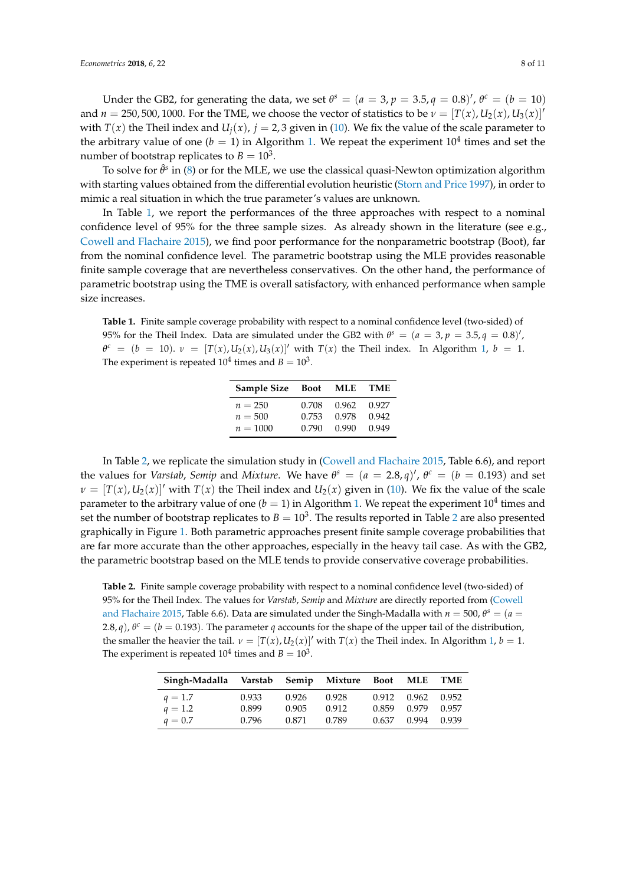Under the GB2, for generating the data, we set $\theta^s = (a = 3, p = 3.5, q = 0.8)'$, $\theta^c = (b = 10)$ and $n = 250, 500, 1000$. For the TME, we choose the vector of statistics to be $\nu = [T(x), U_2(x), U_3(x)]'$ with $T(x)$ the Theil index and $U_j(x)$, $j = 2, 3$ given in (10). We fix the value of the scale parameter to the arbitrary value of one ($b = 1$) in Algorithm 1. We repeat the experiment $10^4$ times and set the number of bootstrap replicates to $B = 10^3$.

To solve for $\hat{\theta}^s$ in (8) or for the MLE, we use the classical quasi-Newton optimization algorithm with starting values obtained from the differential evolution heuristic (Storn and Price 1997), in order to mimic a real situation in which the true parameter's values are unknown.

In Table 1, we report the performances of the three approaches with respect to a nominal confidence level of 95% for the three sample sizes. As already shown in the literature (see e.g., Cowell and Flachaire 2015), we find poor performance for the nonparametric bootstrap (Boot), far from the nominal confidence level. The parametric bootstrap using the MLE provides reasonable finite sample coverage that are nevertheless conservatives. On the other hand, the performance of parametric bootstrap using the TME is overall satisfactory, with enhanced performance when sample size increases.

**Table 1.** Finite sample coverage probability with respect to a nominal confidence level (two-sided) of 95% for the Theil Index. Data are simulated under the GB2 with $\theta^s = (a = 3, p = 3.5, q = 0.8)'$, $\theta^c = (b = 10)$. $\nu = [T(x), U_2(x), U_3(x)]'$ with $T(x)$ the Theil index. In Algorithm 1, $b = 1$. The experiment is repeated $10^4$ times and $B = 10^3$.

| Sample Size | Boot | MLE | TME |
|---|---|---|---|
| $n = 250$ | 0.708 | 0.962 | 0.927 |
| $n = 500$ | 0.753 | 0.978 | 0.942 |
| $n = 1000$ | 0.790 | 0.990 | 0.949 |

In Table 2, we replicate the simulation study in (Cowell and Flachaire 2015, Table 6.6), and report the values for *Varstab*, *Semip* and *Mixture*. We have $\theta^s = (a = 2.8, q)'$, $\theta^c = (b = 0.193)$ and set $\nu = [T(x), U_2(x)]'$ with $T(x)$ the Theil index and $U_2(x)$ given in (10). We fix the value of the scale parameter to the arbitrary value of one ($b = 1$) in Algorithm 1. We repeat the experiment $10^4$ times and set the number of bootstrap replicates to $B = 10^3$. The results reported in Table 2 are also presented graphically in Figure 1. Both parametric approaches present finite sample coverage probabilities that are far more accurate than the other approaches, especially in the heavy tail case. As with the GB2, the parametric bootstrap based on the MLE tends to provide conservative coverage probabilities.

**Table 2.** Finite sample coverage probability with respect to a nominal confidence level (two-sided) of 95% for the Theil Index. The values for *Varstab*, *Semip* and *Mixture* are directly reported from (Cowell and Flachaire 2015, Table 6.6). Data are simulated under the Singh-Madalla with $n = 500$, $\theta^s = (a = 2.8, q)$, $\theta^c = (b = 0.193)$. The parameter $q$ accounts for the shape of the upper tail of the distribution, the smaller the heavier the tail. $\nu = [T(x), U_2(x)]'$ with $T(x)$ the Theil index. In Algorithm 1, $b = 1$. The experiment is repeated $10^4$ times and $B = 10^3$.

| Singh-Madalla | Varstab | Semip | Mixture | Boot | MLE | TME |
|---|---|---|---|---|---|---|
| $q = 1.7$ | 0.933 | 0.926 | 0.928 | 0.912 | 0.962 | 0.952 |
| $q = 1.2$ | 0.899 | 0.905 | 0.912 | 0.859 | 0.979 | 0.957 |
| $q = 0.7$ | 0.796 | 0.871 | 0.789 | 0.637 | 0.994 | 0.939 |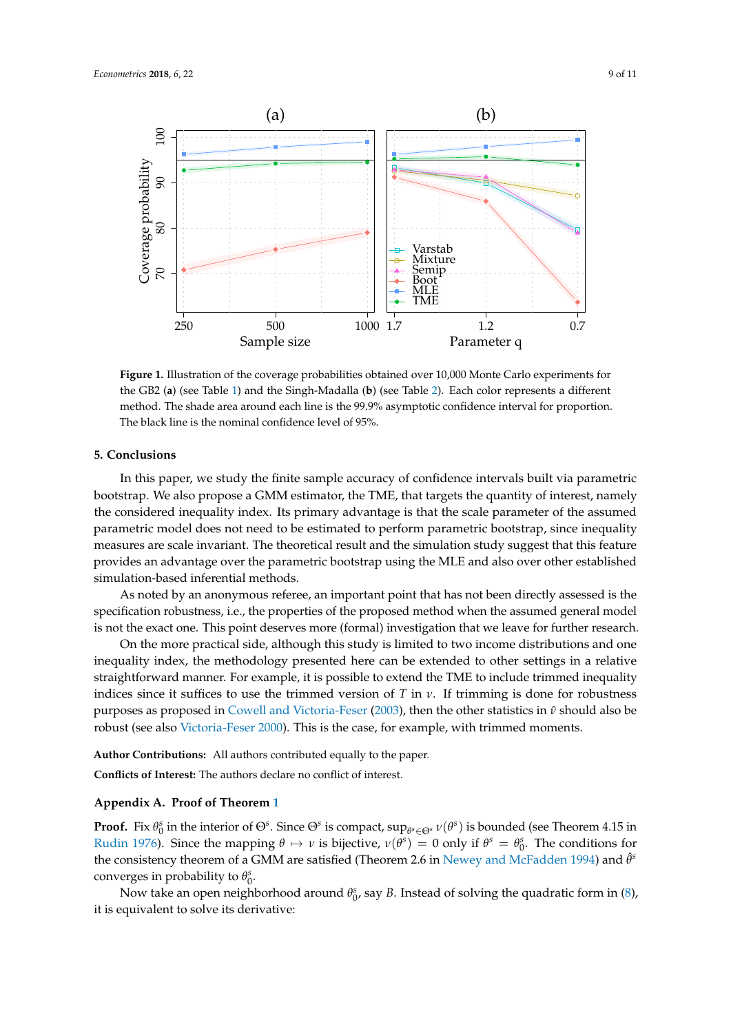**Figure 1.** Illustration of the coverage probabilities obtained over 10,000 Monte Carlo experiments for the GB2 (**a**) (see Table 1) and the Singh-Madalla (**b**) (see Table 2). Each color represents a different method. The shade area around each line is the 99.9% asymptotic confidence interval for proportion. The black line is the nominal confidence level of 95%.

## 5. Conclusions

In this paper, we study the finite sample accuracy of confidence intervals built via parametric bootstrap. We also propose a GMM estimator, the TME, that targets the quantity of interest, namely the considered inequality index. Its primary advantage is that the scale parameter of the assumed parametric model does not need to be estimated to perform parametric bootstrap, since inequality measures are scale invariant. The theoretical result and the simulation study suggest that this feature provides an advantage over the parametric bootstrap using the MLE and also over other established simulation-based inferential methods.

As noted by an anonymous referee, an important point that has not been directly assessed is the specification robustness, i.e., the properties of the proposed method when the assumed general model is not the exact one. This point deserves more (formal) investigation that we leave for further research.

On the more practical side, although this study is limited to two income distributions and one inequality index, the methodology presented here can be extended to other settings in a relative straightforward manner. For example, it is possible to extend the TME to include trimmed inequality indices since it suffices to use the trimmed version of $T$ in $\nu$. If trimming is done for robustness purposes as proposed in Cowell and Victoria-Feser (2003), then the other statistics in $\hat{\nu}$ should also be robust (see also Victoria-Feser 2000). This is the case, for example, with trimmed moments.

**Author Contributions:** All authors contributed equally to the paper.

**Conflicts of Interest:** The authors declare no conflict of interest.

## Appendix A. Proof of Theorem 1

**Proof.** Fix $\theta_0^s$ in the interior of $\Theta^s$. Since $\Theta^s$ is compact, $\sup_{\theta^s \in \Theta^s} \nu(\theta^s)$ is bounded (see Theorem 4.15 in Rudin 1976). Since the mapping $\theta \mapsto \nu$ is bijective, $\nu(\theta^s) = 0$ only if $\theta^s = \theta_0^s$. The conditions for the consistency theorem of a GMM are satisfied (Theorem 2.6 in Newey and McFadden 1994) and $\hat{\theta}^s$ converges in probability to $\theta_0^s$.

Now take an open neighborhood around $\theta_0^s$, say $B$. Instead of solving the quadratic form in (8), it is equivalent to solve its derivative: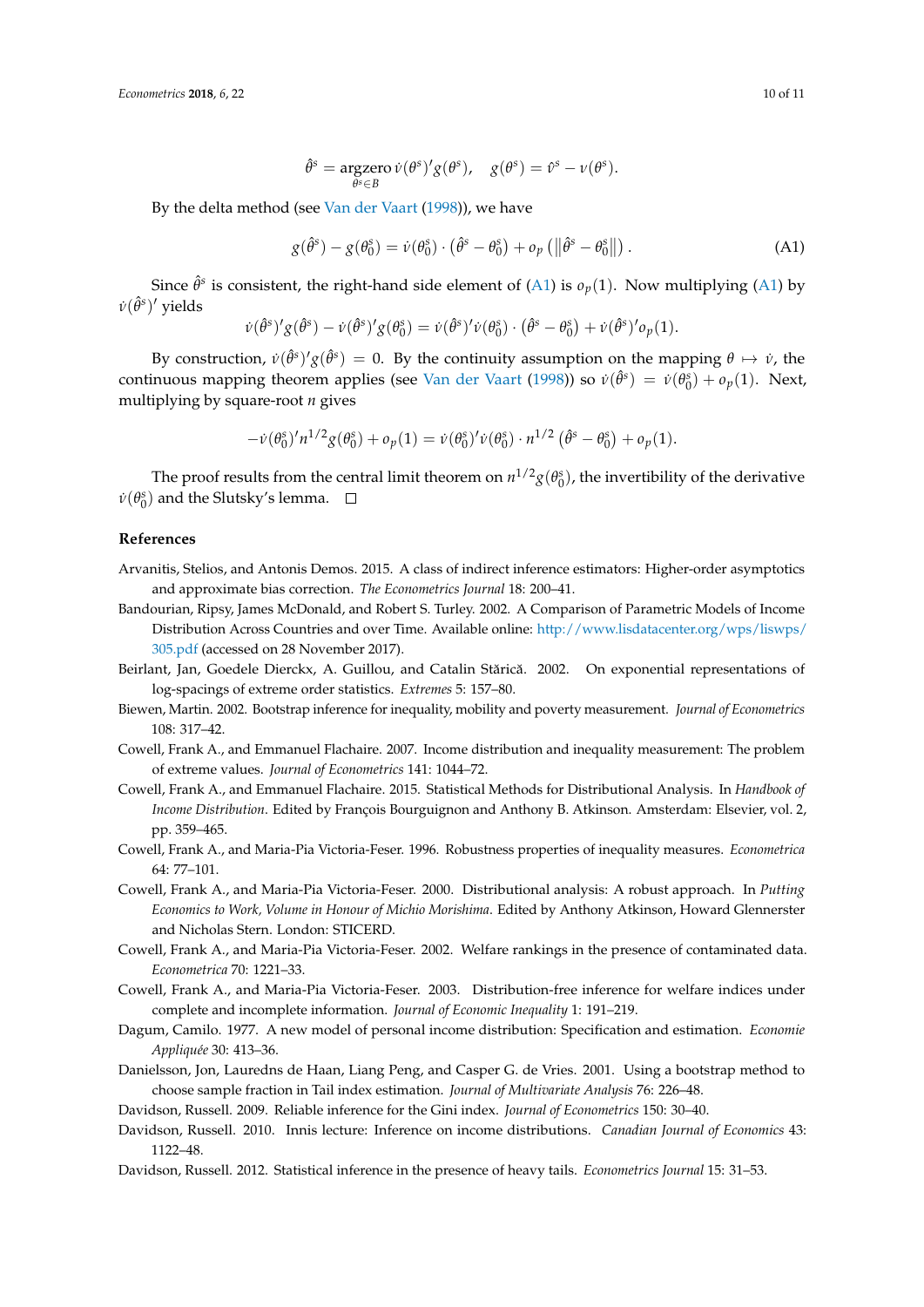$$\hat{\theta}^s = \underset{\theta^s \in B}{\text{argzero}}\, \dot{\nu}(\theta^s)' g(\theta^s), \quad g(\theta^s) = \hat{\nu}^s - \nu(\theta^s).$$

By the delta method (see Van der Vaart (1998)), we have

$$g(\hat{\theta}^s) - g(\theta_0^s) = \dot{\nu}(\theta_0^s) \cdot \left(\hat{\theta}^s - \theta_0^s\right) + o_p\left(\left\|\hat{\theta}^s - \theta_0^s\right\|\right). \tag{A1}$$

Since $\hat{\theta}^s$ is consistent, the right-hand side element of (A1) is $o_p(1)$. Now multiplying (A1) by $\dot{\nu}(\hat{\theta}^s)'$ yields

$$\dot{\nu}(\hat{\theta}^s)' g(\hat{\theta}^s) - \dot{\nu}(\hat{\theta}^s)' g(\theta_0^s) = \dot{\nu}(\hat{\theta}^s)' \dot{\nu}(\theta_0^s) \cdot \left(\hat{\theta}^s - \theta_0^s\right) + \dot{\nu}(\hat{\theta}^s)' o_p(1).$$

By construction, $\dot{\nu}(\hat{\theta}^s)' g(\hat{\theta}^s) = 0$. By the continuity assumption on the mapping $\theta \mapsto \dot{\nu}$, the continuous mapping theorem applies (see Van der Vaart (1998)) so $\dot{\nu}(\hat{\theta}^s) = \dot{\nu}(\theta_0^s) + o_p(1)$. Next, multiplying by square-root $n$ gives

$$-\dot{\nu}(\theta_0^s)' n^{1/2} g(\theta_0^s) + o_p(1) = \dot{\nu}(\theta_0^s)' \dot{\nu}(\theta_0^s) \cdot n^{1/2}\left(\hat{\theta}^s - \theta_0^s\right) + o_p(1).$$

The proof results from the central limit theorem on $n^{1/2} g(\theta_0^s)$, the invertibility of the derivative $\dot{\nu}(\theta_0^s)$ and the Slutsky's lemma. □

## References

Arvanitis, Stelios, and Antonis Demos. 2015. A class of indirect inference estimators: Higher-order asymptotics and approximate bias correction. *The Econometrics Journal* 18: 200–41.

Bandourian, Ripsy, James McDonald, and Robert S. Turley. 2002. A Comparison of Parametric Models of Income Distribution Across Countries and over Time. Available online: http://www.lisdatacenter.org/wps/liswps/305.pdf (accessed on 28 November 2017).

Beirlant, Jan, Goedele Dierckx, A. Guillou, and Catalin Stărică. 2002. On exponential representations of log-spacings of extreme order statistics. *Extremes* 5: 157–80.

Biewen, Martin. 2002. Bootstrap inference for inequality, mobility and poverty measurement. *Journal of Econometrics* 108: 317–42.

Cowell, Frank A., and Emmanuel Flachaire. 2007. Income distribution and inequality measurement: The problem of extreme values. *Journal of Econometrics* 141: 1044–72.

Cowell, Frank A., and Emmanuel Flachaire. 2015. Statistical Methods for Distributional Analysis. In *Handbook of Income Distribution*. Edited by François Bourguignon and Anthony B. Atkinson. Amsterdam: Elsevier, vol. 2, pp. 359–465.

Cowell, Frank A., and Maria-Pia Victoria-Feser. 1996. Robustness properties of inequality measures. *Econometrica* 64: 77–101.

Cowell, Frank A., and Maria-Pia Victoria-Feser. 2000. Distributional analysis: A robust approach. In *Putting Economics to Work, Volume in Honour of Michio Morishima*. Edited by Anthony Atkinson, Howard Glennerster and Nicholas Stern. London: STICERD.

Cowell, Frank A., and Maria-Pia Victoria-Feser. 2002. Welfare rankings in the presence of contaminated data. *Econometrica* 70: 1221–33.

Cowell, Frank A., and Maria-Pia Victoria-Feser. 2003. Distribution-free inference for welfare indices under complete and incomplete information. *Journal of Economic Inequality* 1: 191–219.

Dagum, Camilo. 1977. A new model of personal income distribution: Specification and estimation. *Economie Appliquée* 30: 413–36.

Danielsson, Jon, Lauredns de Haan, Liang Peng, and Casper G. de Vries. 2001. Using a bootstrap method to choose sample fraction in Tail index estimation. *Journal of Multivariate Analysis* 76: 226–48.

Davidson, Russell. 2009. Reliable inference for the Gini index. *Journal of Econometrics* 150: 30–40.

Davidson, Russell. 2010. Innis lecture: Inference on income distributions. *Canadian Journal of Economics* 43: 1122–48.

Davidson, Russell. 2012. Statistical inference in the presence of heavy tails. *Econometrics Journal* 15: 31–53.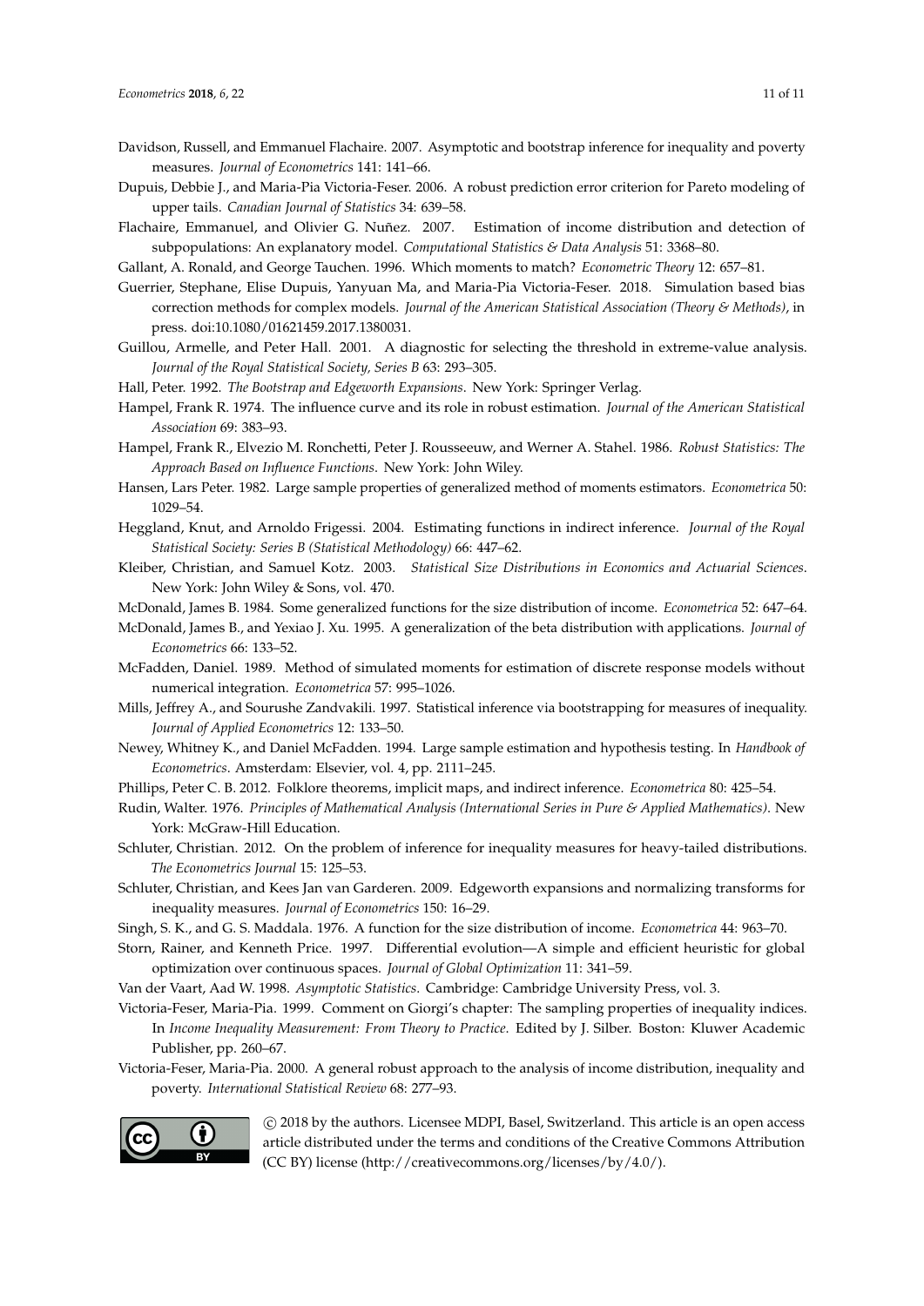Davidson, Russell, and Emmanuel Flachaire. 2007. Asymptotic and bootstrap inference for inequality and poverty measures. *Journal of Econometrics* 141: 141–66.

Dupuis, Debbie J., and Maria-Pia Victoria-Feser. 2006. A robust prediction error criterion for Pareto modeling of upper tails. *Canadian Journal of Statistics* 34: 639–58.

Flachaire, Emmanuel, and Olivier G. Nuñez. 2007. Estimation of income distribution and detection of subpopulations: An explanatory model. *Computational Statistics & Data Analysis* 51: 3368–80.

Gallant, A. Ronald, and George Tauchen. 1996. Which moments to match? *Econometric Theory* 12: 657–81.

Guerrier, Stephane, Elise Dupuis, Yanyuan Ma, and Maria-Pia Victoria-Feser. 2018. Simulation based bias correction methods for complex models. *Journal of the American Statistical Association (Theory & Methods)*, in press. doi:10.1080/01621459.2017.1380031.

Guillou, Armelle, and Peter Hall. 2001. A diagnostic for selecting the threshold in extreme-value analysis. *Journal of the Royal Statistical Society, Series B* 63: 293–305.

Hall, Peter. 1992. *The Bootstrap and Edgeworth Expansions*. New York: Springer Verlag.

Hampel, Frank R. 1974. The influence curve and its role in robust estimation. *Journal of the American Statistical Association* 69: 383–93.

Hampel, Frank R., Elvezio M. Ronchetti, Peter J. Rousseeuw, and Werner A. Stahel. 1986. *Robust Statistics: The Approach Based on Influence Functions*. New York: John Wiley.

Hansen, Lars Peter. 1982. Large sample properties of generalized method of moments estimators. *Econometrica* 50: 1029–54.

Heggland, Knut, and Arnoldo Frigessi. 2004. Estimating functions in indirect inference. *Journal of the Royal Statistical Society: Series B (Statistical Methodology)* 66: 447–62.

Kleiber, Christian, and Samuel Kotz. 2003. *Statistical Size Distributions in Economics and Actuarial Sciences*. New York: John Wiley & Sons, vol. 470.

McDonald, James B. 1984. Some generalized functions for the size distribution of income. *Econometrica* 52: 647–64.

McDonald, James B., and Yexiao J. Xu. 1995. A generalization of the beta distribution with applications. *Journal of Econometrics* 66: 133–52.

McFadden, Daniel. 1989. Method of simulated moments for estimation of discrete response models without numerical integration. *Econometrica* 57: 995–1026.

Mills, Jeffrey A., and Sourushe Zandvakili. 1997. Statistical inference via bootstrapping for measures of inequality. *Journal of Applied Econometrics* 12: 133–50.

Newey, Whitney K., and Daniel McFadden. 1994. Large sample estimation and hypothesis testing. In *Handbook of Econometrics*. Amsterdam: Elsevier, vol. 4, pp. 2111–245.

Phillips, Peter C. B. 2012. Folklore theorems, implicit maps, and indirect inference. *Econometrica* 80: 425–54.

Rudin, Walter. 1976. *Principles of Mathematical Analysis (International Series in Pure & Applied Mathematics)*. New York: McGraw-Hill Education.

Schluter, Christian. 2012. On the problem of inference for inequality measures for heavy-tailed distributions. *The Econometrics Journal* 15: 125–53.

Schluter, Christian, and Kees Jan van Garderen. 2009. Edgeworth expansions and normalizing transforms for inequality measures. *Journal of Econometrics* 150: 16–29.

Singh, S. K., and G. S. Maddala. 1976. A function for the size distribution of income. *Econometrica* 44: 963–70.

Storn, Rainer, and Kenneth Price. 1997. Differential evolution—A simple and efficient heuristic for global optimization over continuous spaces. *Journal of Global Optimization* 11: 341–59.

Van der Vaart, Aad W. 1998. *Asymptotic Statistics*. Cambridge: Cambridge University Press, vol. 3.

Victoria-Feser, Maria-Pia. 1999. Comment on Giorgi's chapter: The sampling properties of inequality indices. In *Income Inequality Measurement: From Theory to Practice*. Edited by J. Silber. Boston: Kluwer Academic Publisher, pp. 260–67.

Victoria-Feser, Maria-Pia. 2000. A general robust approach to the analysis of income distribution, inequality and poverty. *International Statistical Review* 68: 277–93.

© 2018 by the authors. Licensee MDPI, Basel, Switzerland. This article is an open access article distributed under the terms and conditions of the Creative Commons Attribution (CC BY) license (http://creativecommons.org/licenses/by/4.0/).